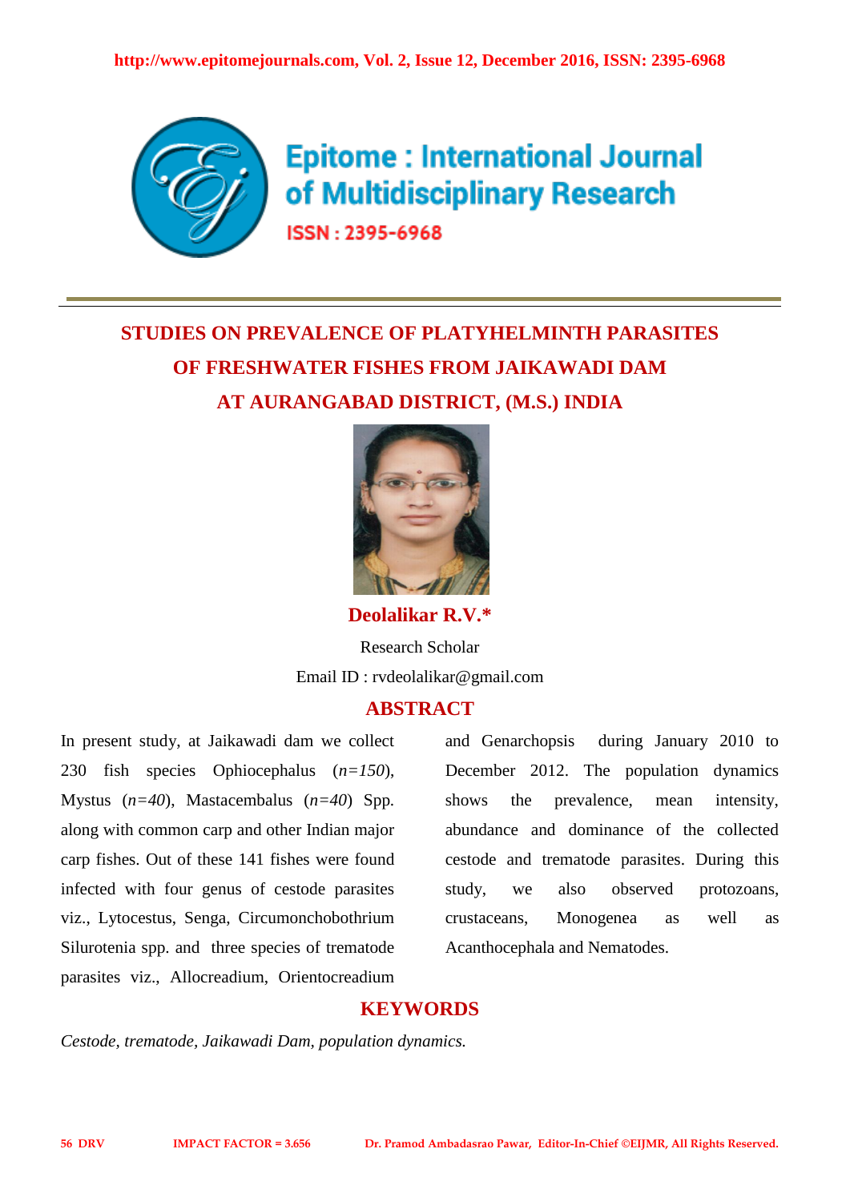# STUDIES ON PREVALENCE OF PLATYHELMINTH PARASITES OF FRESHWATER FISHES FROM JAIKAWADI DAM AT AURANGABAD DISTRICT, (M.S.) INDIA

**Deolalikar R.V.***

Research Scholar

Email ID : rvdeolalikar@gmail.com

## ABSTRACT

In present study, at Jaikawadi dam we collect 230 fish species Ophiocephalus (*n=150*), Mystus (*n=40*), Mastacembalus (*n=40*) Spp. along with common carp and other Indian major carp fishes. Out of these 141 fishes were found infected with four genus of cestode parasites viz., Lytocestus, Senga, Circumonchobothrium Silurotenia spp. and three species of trematode parasites viz., Allocreadium, Orientocreadium and Genarchopsis during January 2010 to December 2012. The population dynamics shows the prevalence, mean intensity, abundance and dominance of the collected cestode and trematode parasites. During this study, we also observed protozoans, crustaceans, Monogenea as well as Acanthocephala and Nematodes.

## KEYWORDS

*Cestode, trematode, Jaikawadi Dam, population dynamics.*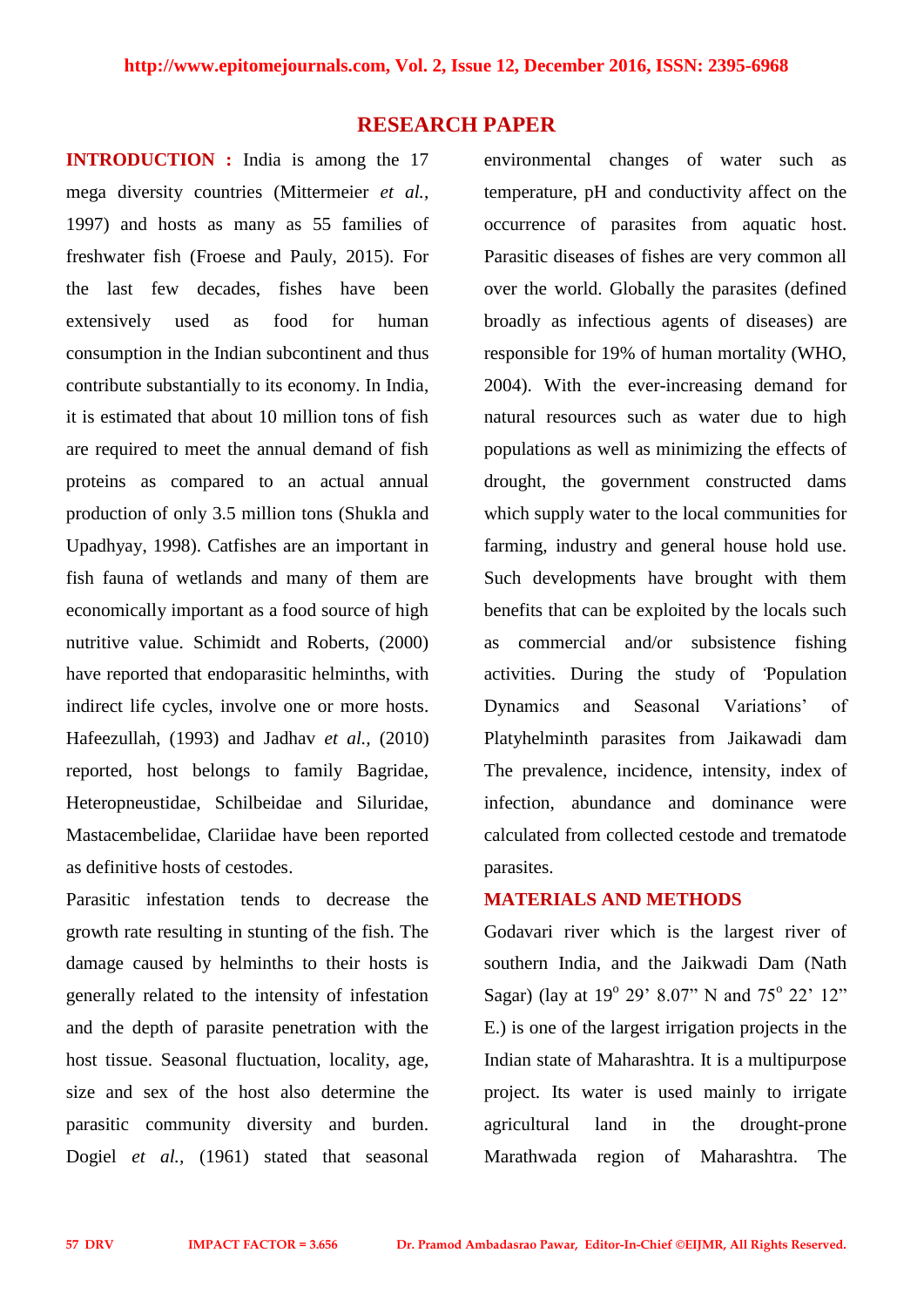## RESEARCH PAPER

**INTRODUCTION :** India is among the 17 mega diversity countries (Mittermeier *et al.*, 1997) and hosts as many as 55 families of freshwater fish (Froese and Pauly, 2015). For the last few decades, fishes have been extensively used as food for human consumption in the Indian subcontinent and thus contribute substantially to its economy. In India, it is estimated that about 10 million tons of fish are required to meet the annual demand of fish proteins as compared to an actual annual production of only 3.5 million tons (Shukla and Upadhyay, 1998). Catfishes are an important in fish fauna of wetlands and many of them are economically important as a food source of high nutritive value. Schimidt and Roberts, (2000) have reported that endoparasitic helminths, with indirect life cycles, involve one or more hosts. Hafeezullah, (1993) and Jadhav *et al.,* (2010) reported, host belongs to family Bagridae, Heteropneustidae, Schilbeidae and Siluridae, Mastacembelidae, Clariidae have been reported as definitive hosts of cestodes.

Parasitic infestation tends to decrease the growth rate resulting in stunting of the fish. The damage caused by helminths to their hosts is generally related to the intensity of infestation and the depth of parasite penetration with the host tissue. Seasonal fluctuation, locality, age, size and sex of the host also determine the parasitic community diversity and burden. Dogiel *et al.*, (1961) stated that seasonal environmental changes of water such as temperature, pH and conductivity affect on the occurrence of parasites from aquatic host. Parasitic diseases of fishes are very common all over the world. Globally the parasites (defined broadly as infectious agents of diseases) are responsible for 19% of human mortality (WHO, 2004). With the ever-increasing demand for natural resources such as water due to high populations as well as minimizing the effects of drought, the government constructed dams which supply water to the local communities for farming, industry and general house hold use. Such developments have brought with them benefits that can be exploited by the locals such as commercial and/or subsistence fishing activities. During the study of 'Population Dynamics and Seasonal Variations' of Platyhelminth parasites from Jaikawadi dam The prevalence, incidence, intensity, index of infection, abundance and dominance were calculated from collected cestode and trematode parasites.

**MATERIALS AND METHODS**

Godavari river which is the largest river of southern India, and the Jaikwadi Dam (Nath Sagar) (lay at 19° 29' 8.07" N and 75° 22' 12" E.) is one of the largest irrigation projects in the Indian state of Maharashtra. It is a multipurpose project. Its water is used mainly to irrigate agricultural land in the drought-prone Marathwada region of Maharashtra. The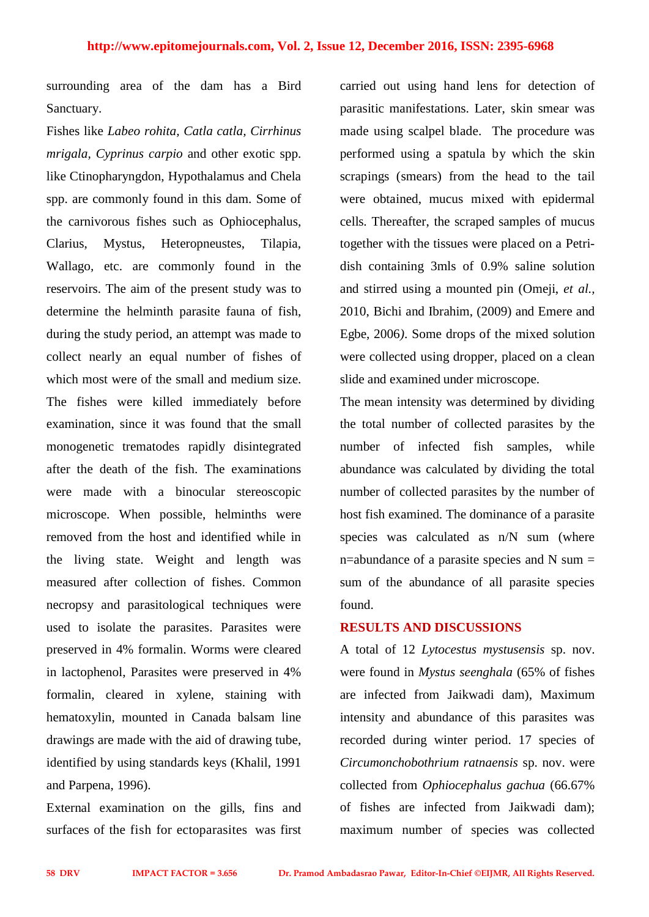surrounding area of the dam has a Bird Sanctuary.

Fishes like *Labeo rohita, Catla catla, Cirrhinus mrigala, Cyprinus carpio* and other exotic spp. like Ctinopharyngdon, Hypothalamus and Chela spp. are commonly found in this dam. Some of the carnivorous fishes such as Ophiocephalus, Clarius, Mystus, Heteropneustes, Tilapia, Wallago, etc. are commonly found in the reservoirs. The aim of the present study was to determine the helminth parasite fauna of fish, during the study period, an attempt was made to collect nearly an equal number of fishes of which most were of the small and medium size. The fishes were killed immediately before examination, since it was found that the small monogenetic trematodes rapidly disintegrated after the death of the fish. The examinations were made with a binocular stereoscopic microscope. When possible, helminths were removed from the host and identified while in the living state. Weight and length was measured after collection of fishes. Common necropsy and parasitological techniques were used to isolate the parasites. Parasites were preserved in 4% formalin. Worms were cleared in lactophenol, Parasites were preserved in 4% formalin, cleared in xylene, staining with hematoxylin, mounted in Canada balsam line drawings are made with the aid of drawing tube, identified by using standards keys (Khalil, 1991 and Parpena, 1996).

External examination on the gills, fins and surfaces of the fish for ectoparasites was first carried out using hand lens for detection of parasitic manifestations. Later, skin smear was made using scalpel blade. The procedure was performed using a spatula by which the skin scrapings (smears) from the head to the tail were obtained, mucus mixed with epidermal cells. Thereafter, the scraped samples of mucus together with the tissues were placed on a Petri-dish containing 3mls of 0.9% saline solution and stirred using a mounted pin (Omeji, *et al.*, 2010, Bichi and Ibrahim, (2009) and Emere and Egbe, 2006*)*. Some drops of the mixed solution were collected using dropper, placed on a clean slide and examined under microscope.

The mean intensity was determined by dividing the total number of collected parasites by the number of infected fish samples, while abundance was calculated by dividing the total number of collected parasites by the number of host fish examined. The dominance of a parasite species was calculated as n/N sum (where n=abundance of a parasite species and N sum = sum of the abundance of all parasite species found.

## RESULTS AND DISCUSSIONS

A total of 12 *Lytocestus mystusensis* sp. nov. were found in *Mystus seenghala* (65% of fishes are infected from Jaikwadi dam), Maximum intensity and abundance of this parasites was recorded during winter period. 17 species of *Circumonchobothrium ratnaensis* sp. nov. were collected from *Ophiocephalus gachua* (66.67% of fishes are infected from Jaikwadi dam); maximum number of species was collected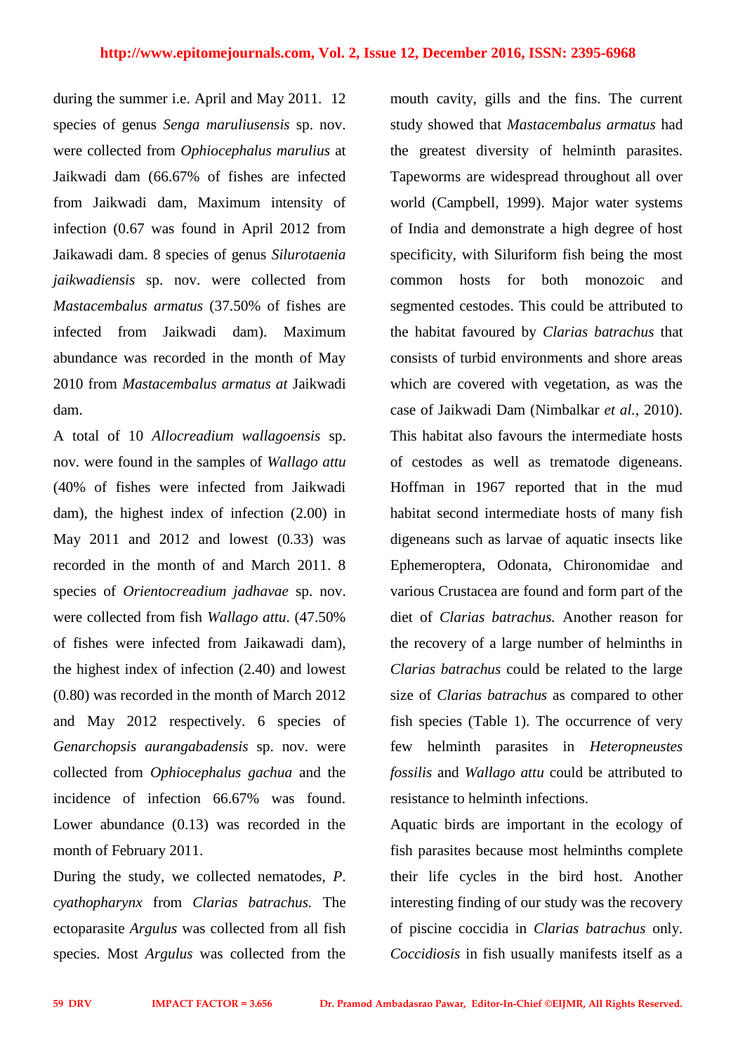during the summer i.e. April and May 2011. 12 species of genus *Senga maruliusensis* sp. nov. were collected from *Ophiocephalus marulius* at Jaikwadi dam (66.67% of fishes are infected from Jaikwadi dam, Maximum intensity of infection (0.67 was found in April 2012 from Jaikawadi dam. 8 species of genus *Silurotaenia jaikwadiensis* sp. nov. were collected from *Mastacembalus armatus* (37.50% of fishes are infected from Jaikwadi dam). Maximum abundance was recorded in the month of May 2010 from *Mastacembalus armatus at* Jaikwadi dam.

A total of 10 *Allocreadium wallagoensis* sp. nov. were found in the samples of *Wallago attu* (40% of fishes were infected from Jaikwadi dam), the highest index of infection (2.00) in May 2011 and 2012 and lowest (0.33) was recorded in the month of and March 2011. 8 species of *Orientocreadium jadhavae* sp. nov. were collected from fish *Wallago attu*. (47.50% of fishes were infected from Jaikawadi dam), the highest index of infection (2.40) and lowest (0.80) was recorded in the month of March 2012 and May 2012 respectively. 6 species of *Genarchopsis aurangabadensis* sp. nov. were collected from *Ophiocephalus gachua* and the incidence of infection 66.67% was found. Lower abundance (0.13) was recorded in the month of February 2011.

During the study, we collected nematodes, *P. cyathopharynx* from *Clarias batrachus.* The ectoparasite *Argulus* was collected from all fish species. Most *Argulus* was collected from the mouth cavity, gills and the fins. The current study showed that *Mastacembalus armatus* had the greatest diversity of helminth parasites. Tapeworms are widespread throughout all over world (Campbell, 1999). Major water systems of India and demonstrate a high degree of host specificity, with Siluriform fish being the most common hosts for both monozoic and segmented cestodes. This could be attributed to the habitat favoured by *Clarias batrachus* that consists of turbid environments and shore areas which are covered with vegetation, as was the case of Jaikwadi Dam (Nimbalkar *et al.,* 2010). This habitat also favours the intermediate hosts of cestodes as well as trematode digeneans. Hoffman in 1967 reported that in the mud habitat second intermediate hosts of many fish digeneans such as larvae of aquatic insects like Ephemeroptera, Odonata, Chironomidae and various Crustacea are found and form part of the diet of *Clarias batrachus.* Another reason for the recovery of a large number of helminths in *Clarias batrachus* could be related to the large size of *Clarias batrachus* as compared to other fish species (Table 1). The occurrence of very few helminth parasites in *Heteropneustes fossilis* and *Wallago attu* could be attributed to resistance to helminth infections.

Aquatic birds are important in the ecology of fish parasites because most helminths complete their life cycles in the bird host. Another interesting finding of our study was the recovery of piscine coccidia in *Clarias batrachus* only. *Coccidiosis* in fish usually manifests itself as a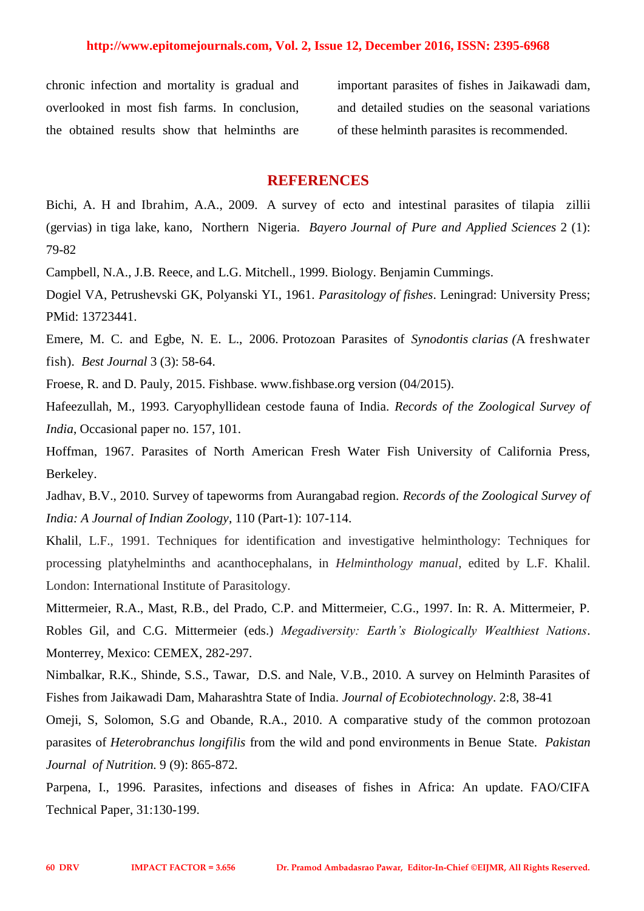chronic infection and mortality is gradual and overlooked in most fish farms. In conclusion, the obtained results show that helminths are important parasites of fishes in Jaikawadi dam, and detailed studies on the seasonal variations of these helminth parasites is recommended.

## REFERENCES

Bichi, A. H and Ibrahim, A.A., 2009. A survey of ecto and intestinal parasites of tilapia zillii (gervias) in tiga lake, kano, Northern Nigeria. *Bayero Journal of Pure and Applied Sciences* 2 (1): 79-82

Campbell, N.A., J.B. Reece, and L.G. Mitchell., 1999. Biology. Benjamin Cummings.

Dogiel VA, Petrushevski GK, Polyanski YI., 1961. *Parasitology of fishes*. Leningrad: University Press; PMid: 13723441.

Emere, M. C. and Egbe, N. E. L., 2006. Protozoan Parasites of *Synodontis clarias (*A freshwater fish). *Best Journal* 3 (3): 58-64.

Froese, R. and D. Pauly, 2015. Fishbase. www.fishbase.org version (04/2015).

Hafeezullah, M., 1993. Caryophyllidean cestode fauna of India. *Records of the Zoological Survey of India*, Occasional paper no. 157, 101.

Hoffman, 1967. Parasites of North American Fresh Water Fish University of California Press, Berkeley.

Jadhav, B.V., 2010. Survey of tapeworms from Aurangabad region. *Records of the Zoological Survey of India: A Journal of Indian Zoology*, 110 (Part-1): 107-114.

Khalil, L.F., 1991. Techniques for identification and investigative helminthology: Techniques for processing platyhelminths and acanthocephalans, in *Helminthology manual*, edited by L.F. Khalil. London: International Institute of Parasitology.

Mittermeier, R.A., Mast, R.B., del Prado, C.P. and Mittermeier, C.G., 1997. In: R. A. Mittermeier, P. Robles Gil, and C.G. Mittermeier (eds.) *Megadiversity: Earth's Biologically Wealthiest Nations*. Monterrey, Mexico: CEMEX, 282-297.

Nimbalkar, R.K., Shinde, S.S., Tawar, D.S. and Nale, V.B., 2010. A survey on Helminth Parasites of Fishes from Jaikawadi Dam, Maharashtra State of India. *Journal of Ecobiotechnology*. 2:8, 38-41

Omeji, S, Solomon, S.G and Obande, R.A., 2010. A comparative study of the common protozoan parasites of *Heterobranchus longifilis* from the wild and pond environments in Benue State. *Pakistan Journal of Nutrition.* 9 (9): 865-872.

Parpena, I., 1996. Parasites, infections and diseases of fishes in Africa: An update. FAO/CIFA Technical Paper, 31:130-199.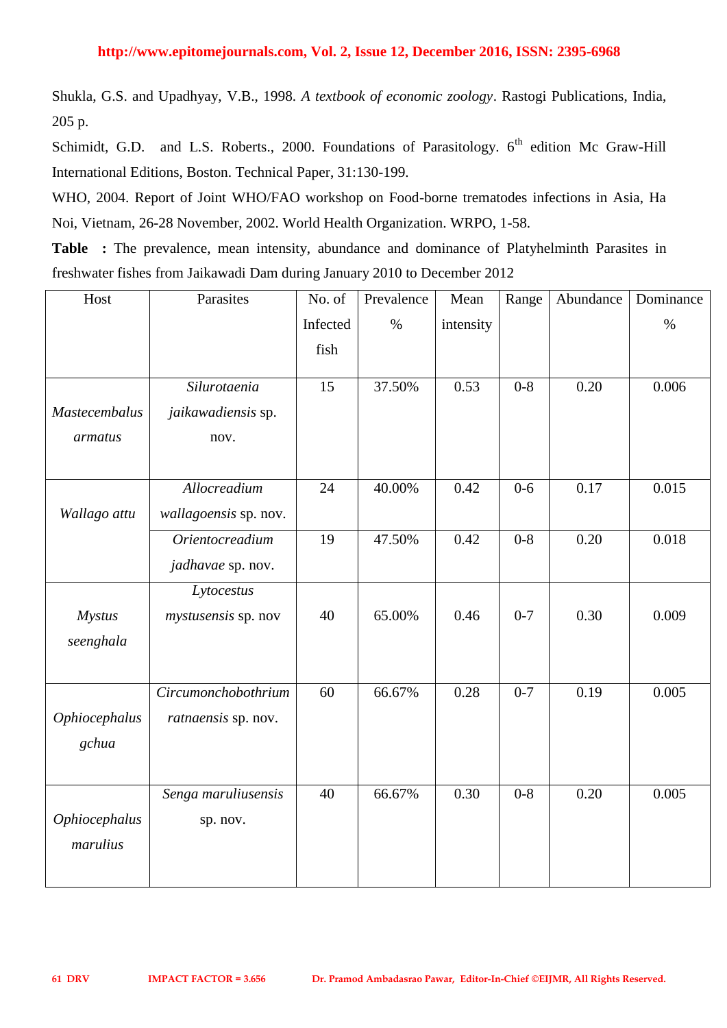Shukla, G.S. and Upadhyay, V.B., 1998. *A textbook of economic zoology*. Rastogi Publications, India, 205 p.

Schimidt, G.D. and L.S. Roberts., 2000. Foundations of Parasitology. 6th edition Mc Graw-Hill International Editions, Boston. Technical Paper, 31:130-199.

WHO, 2004. Report of Joint WHO/FAO workshop on Food-borne trematodes infections in Asia, Ha Noi, Vietnam, 26-28 November, 2002. World Health Organization. WRPO, 1-58.

**Table :** The prevalence, mean intensity, abundance and dominance of Platyhelminth Parasites in freshwater fishes from Jaikawadi Dam during January 2010 to December 2012

| Host | Parasites | No. of Infected fish | Prevalence % | Mean intensity | Range | Abundance | Dominance % |
|---|---|---|---|---|---|---|---|
| *Mastecembalus armatus* | *Silurotaenia jaikawadiensis* sp. nov. | 15 | 37.50% | 0.53 | 0-8 | 0.20 | 0.006 |
| *Wallago attu* | *Allocreadium wallagoensis* sp. nov. | 24 | 40.00% | 0.42 | 0-6 | 0.17 | 0.015 |
| | *Orientocreadium jadhavae* sp. nov. | 19 | 47.50% | 0.42 | 0-8 | 0.20 | 0.018 |
| *Mystus seenghala* | *Lytocestus mystusensis* sp. nov | 40 | 65.00% | 0.46 | 0-7 | 0.30 | 0.009 |
| *Ophiocephalus gchua* | *Circumonchobothrium ratnaensis* sp. nov. | 60 | 66.67% | 0.28 | 0-7 | 0.19 | 0.005 |
| *Ophiocephalus marulius* | *Senga maruliusensis* sp. nov. | 40 | 66.67% | 0.30 | 0-8 | 0.20 | 0.005 |